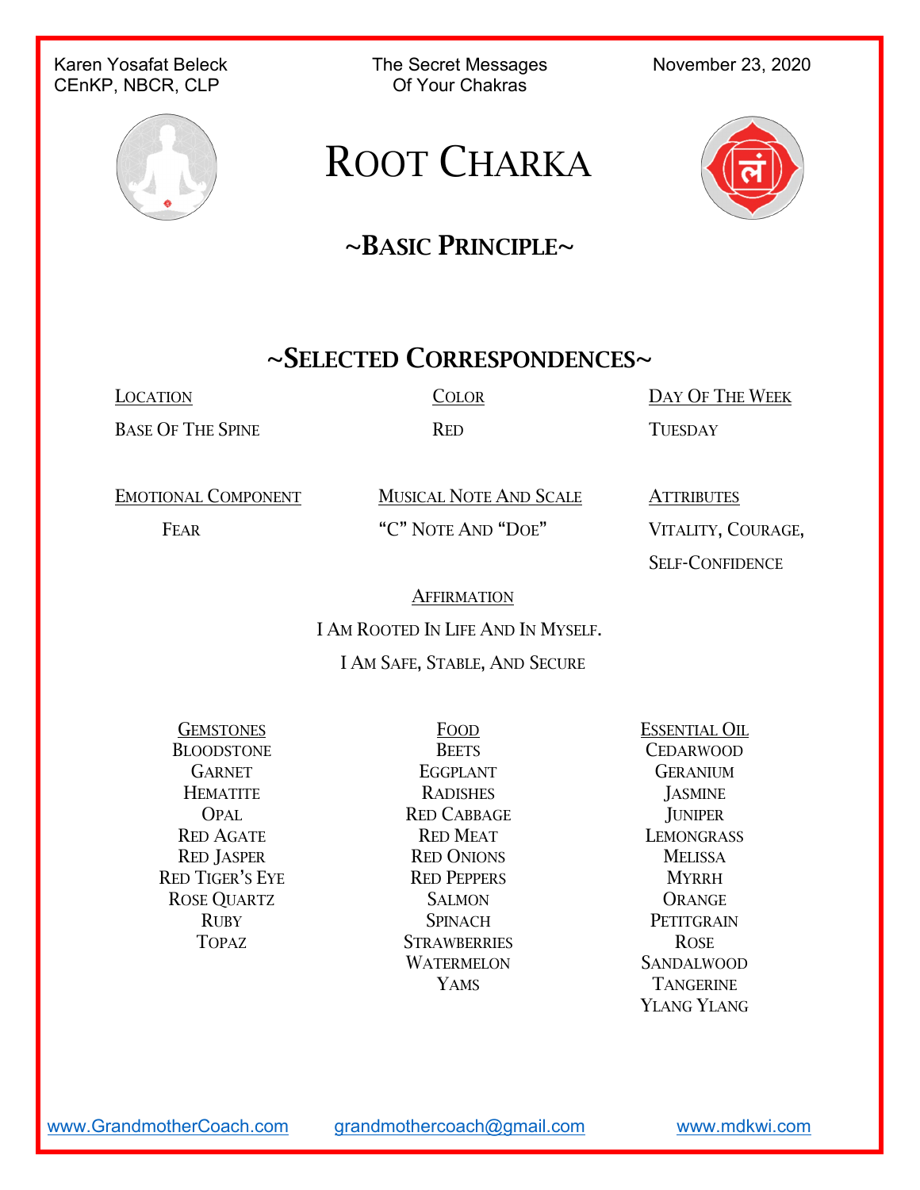Karen Yosafat Beleck
CEnKP, NBCR, CLP

The Secret Messages
Of Your Chakras

November 23, 2020

# ROOT CHARKA

## ~BASIC PRINCIPLE~

## ~SELECTED CORRESPONDENCES~

| LOCATION | COLOR | DAY OF THE WEEK |
|---|---|---|
| BASE OF THE SPINE | RED | TUESDAY |

| EMOTIONAL COMPONENT | MUSICAL NOTE AND SCALE | ATTRIBUTES |
|---|---|---|
| FEAR | "C" NOTE AND "DOE" | VITALITY, COURAGE, SELF-CONFIDENCE |

**AFFIRMATION**

I AM ROOTED IN LIFE AND IN MYSELF.
I AM SAFE, STABLE, AND SECURE

| GEMSTONES | FOOD | ESSENTIAL OIL |
|---|---|---|
| BLOODSTONE | BEETS | CEDARWOOD |
| GARNET | EGGPLANT | GERANIUM |
| HEMATITE | RADISHES | JASMINE |
| OPAL | RED CABBAGE | JUNIPER |
| RED AGATE | RED MEAT | LEMONGRASS |
| RED JASPER | RED ONIONS | MELISSA |
| RED TIGER'S EYE | RED PEPPERS | MYRRH |
| ROSE QUARTZ | SALMON | ORANGE |
| RUBY | SPINACH | PETITGRAIN |
| TOPAZ | STRAWBERRIES | ROSE |
| | WATERMELON | SANDALWOOD |
| | YAMS | TANGERINE |
| | | YLANG YLANG |

www.GrandmotherCoach.com grandmothercoach@gmail.com www.mdkwi.com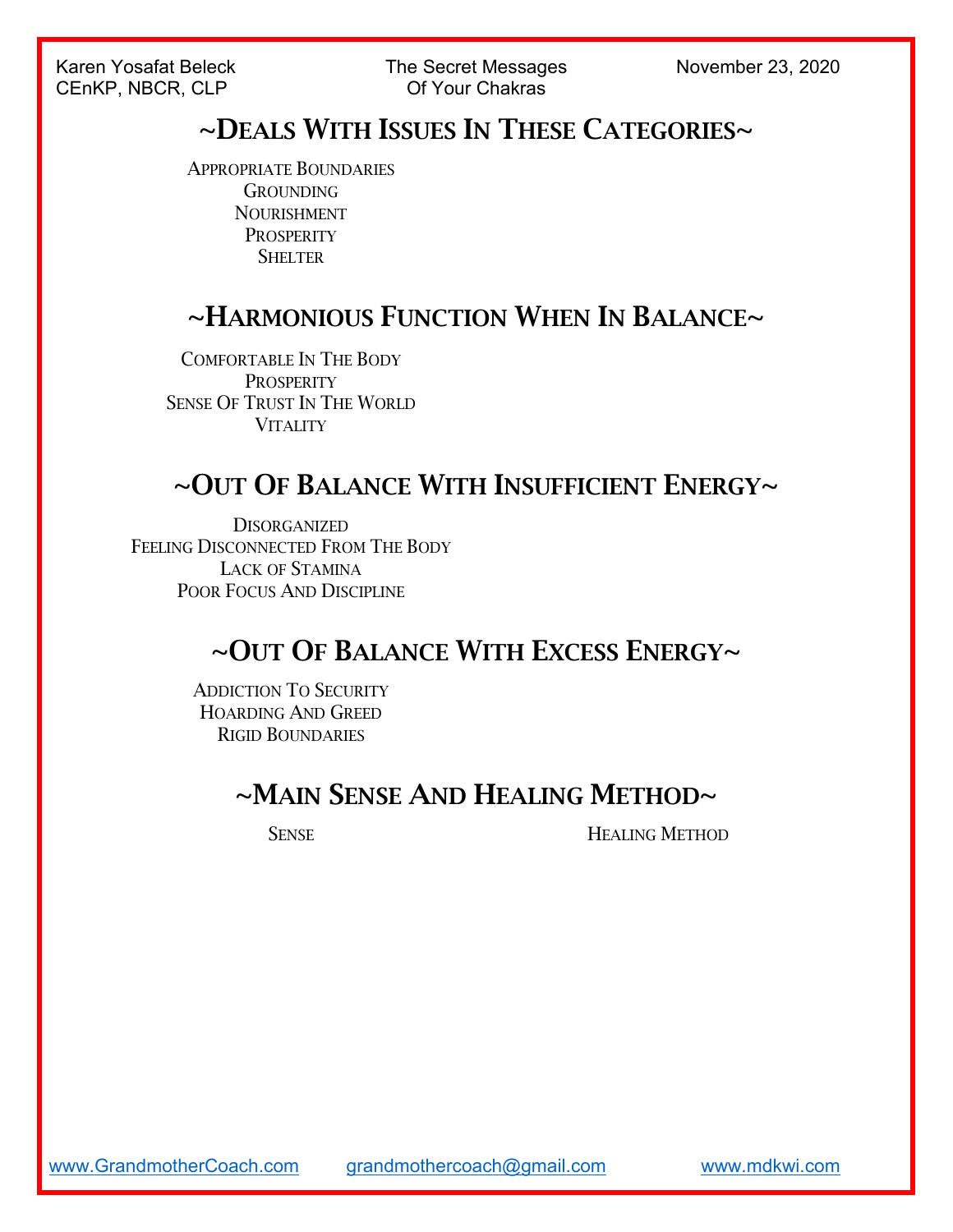## ~Deals With Issues In These Categories~

Appropriate Boundaries
Grounding
Nourishment
Prosperity
Shelter

## ~Harmonious Function When In Balance~

Comfortable In The Body
Prosperity
Sense Of Trust In The World
Vitality

## ~Out Of Balance With Insufficient Energy~

Disorganized
Feeling Disconnected From The Body
Lack of Stamina
Poor Focus And Discipline

## ~Out Of Balance With Excess Energy~

Addiction To Security
Hoarding And Greed
Rigid Boundaries

## ~Main Sense And Healing Method~

| Sense | Healing Method |
|---|---|
| | |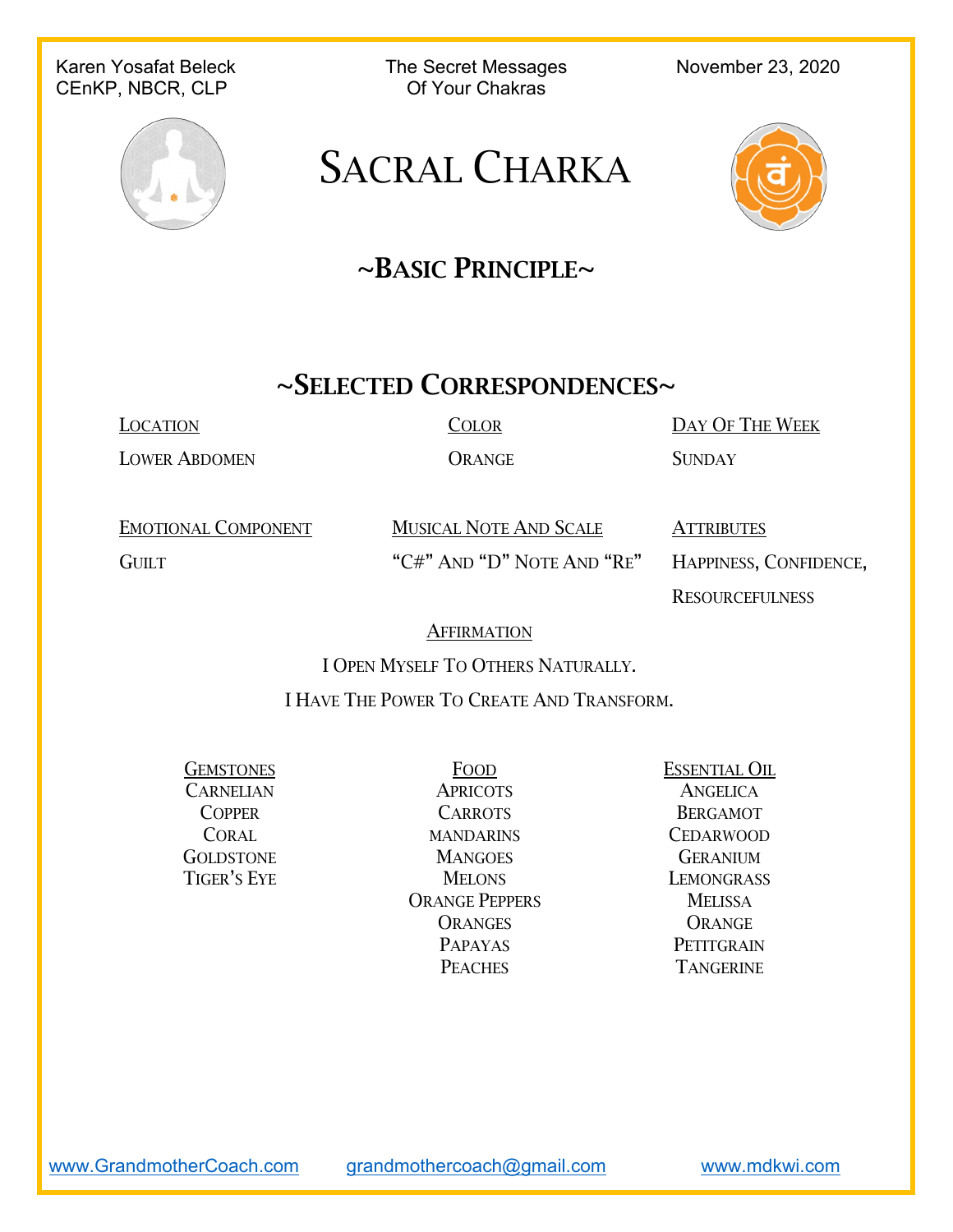# Sacral Charka

## ~Basic Principle~

## ~Selected Correspondences~

| Location | Color | Day Of The Week |
|---|---|---|
| Lower Abdomen | Orange | Sunday |

| Emotional Component | Musical Note And Scale | Attributes |
|---|---|---|
| Guilt | "C#" And "D" Note And "Re" | Happiness, Confidence, Resourcefulness |

**Affirmation**

I Open Myself To Others Naturally.

I Have The Power To Create And Transform.

| Gemstones | Food | Essential Oil |
|---|---|---|
| Carnelian | Apricots | Angelica |
| Copper | Carrots | Bergamot |
| Coral | mandarins | Cedarwood |
| Goldstone | Mangoes | Geranium |
| Tiger's Eye | Melons | Lemongrass |
| | Orange Peppers | Melissa |
| | Oranges | Orange |
| | Papayas | Petitgrain |
| | Peaches | Tangerine |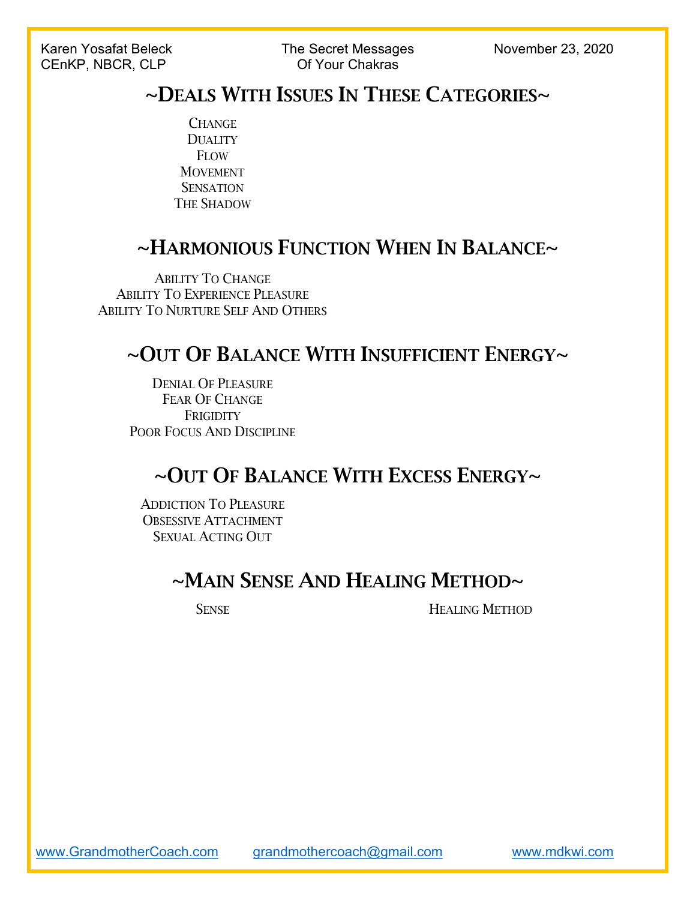## ~Deals With Issues In These Categories~

Change
Duality
Flow
Movement
Sensation
The Shadow

## ~Harmonious Function When In Balance~

Ability To Change
Ability To Experience Pleasure
Ability To Nurture Self And Others

## ~Out Of Balance With Insufficient Energy~

Denial Of Pleasure
Fear Of Change
Frigidity
Poor Focus And Discipline

## ~Out Of Balance With Excess Energy~

Addiction To Pleasure
Obsessive Attachment
Sexual Acting Out

## ~Main Sense And Healing Method~

| Sense | Healing Method |
|---|---|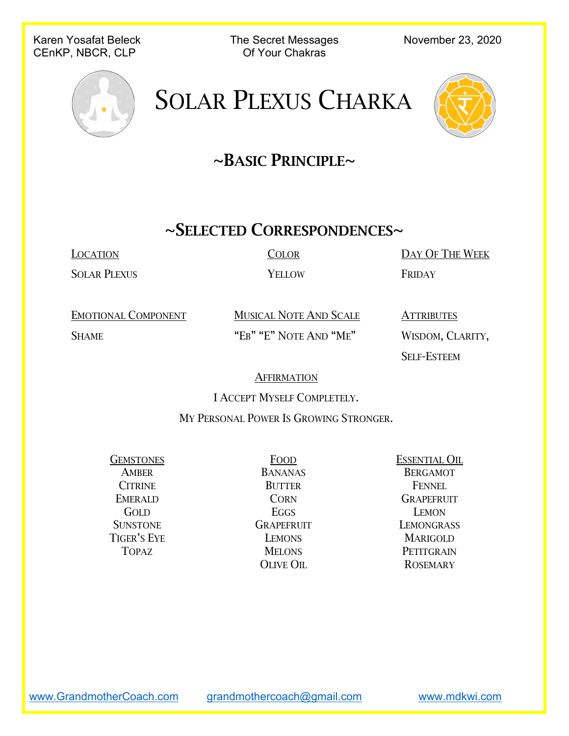Karen Yosafat Beleck
CEnKP, NBCR, CLP

The Secret Messages
Of Your Chakras

November 23, 2020

# Solar Plexus Charka

## ~Basic Principle~

## ~Selected Correspondences~

| Location | Color | Day Of The Week |
|---|---|---|
| Solar Plexus | Yellow | Friday |

| Emotional Component | Musical Note And Scale | Attributes |
|---|---|---|
| Shame | "Eb" "E" Note And "Me" | Wisdom, Clarity, Self-Esteem |

**Affirmation**

I Accept Myself Completely.

My Personal Power Is Growing Stronger.

| Gemstones | Food | Essential Oil |
|---|---|---|
| Amber | Bananas | Bergamot |
| Citrine | Butter | Fennel |
| Emerald | Corn | Grapefruit |
| Gold | Eggs | Lemon |
| Sunstone | Grapefruit | Lemongrass |
| Tiger's Eye | Lemons | Marigold |
| Topaz | Melons | Petitgrain |
| | Olive Oil | Rosemary |

www.GrandmotherCoach.com grandmothercoach@gmail.com www.mdkwi.com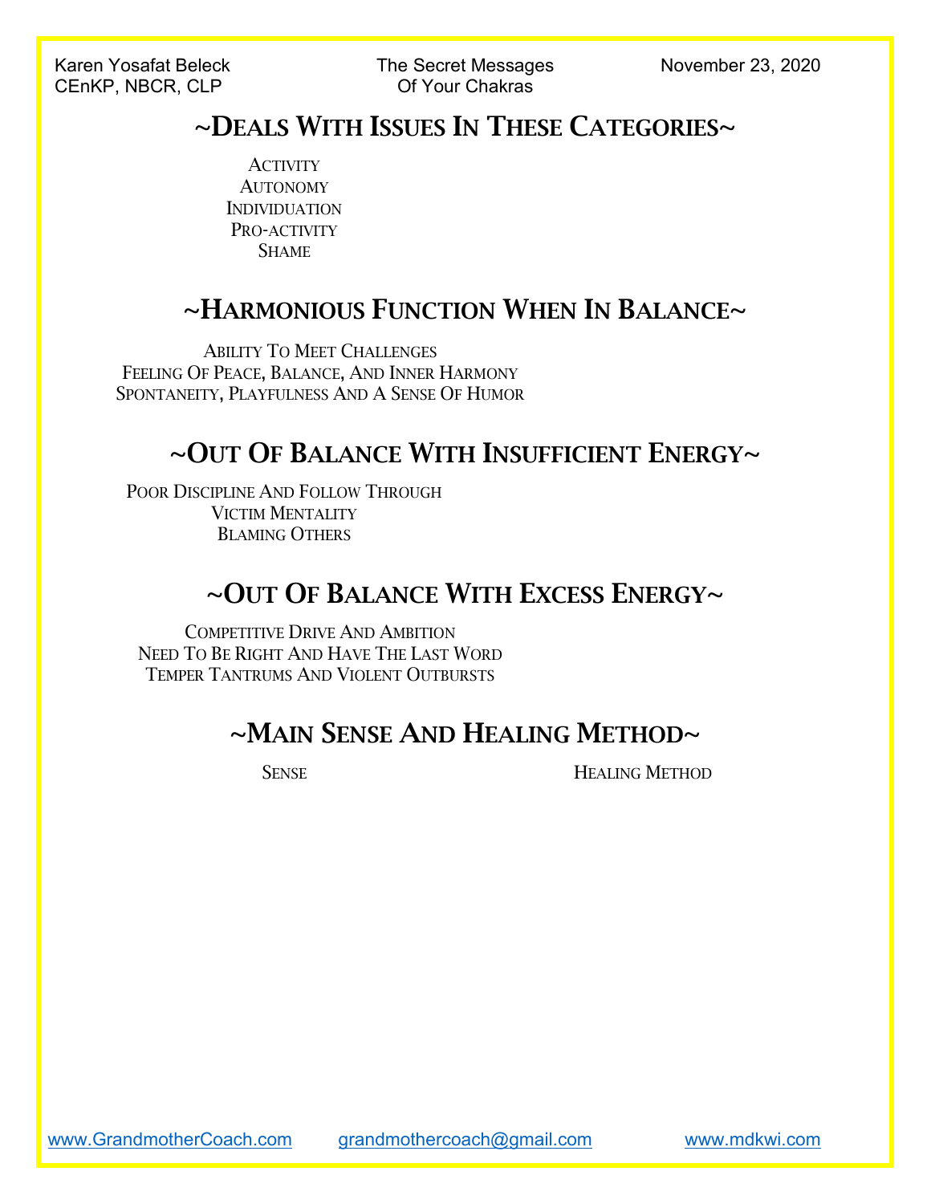## ~Deals With Issues In These Categories~

Activity
Autonomy
Individuation
Pro-activity
Shame

## ~Harmonious Function When In Balance~

Ability To Meet Challenges
Feeling Of Peace, Balance, And Inner Harmony
Spontaneity, Playfulness And A Sense Of Humor

## ~Out Of Balance With Insufficient Energy~

Poor Discipline And Follow Through
Victim Mentality
Blaming Others

## ~Out Of Balance With Excess Energy~

Competitive Drive And Ambition
Need To Be Right And Have The Last Word
Temper Tantrums And Violent Outbursts

## ~Main Sense And Healing Method~

| Sense | Healing Method |
|---|---|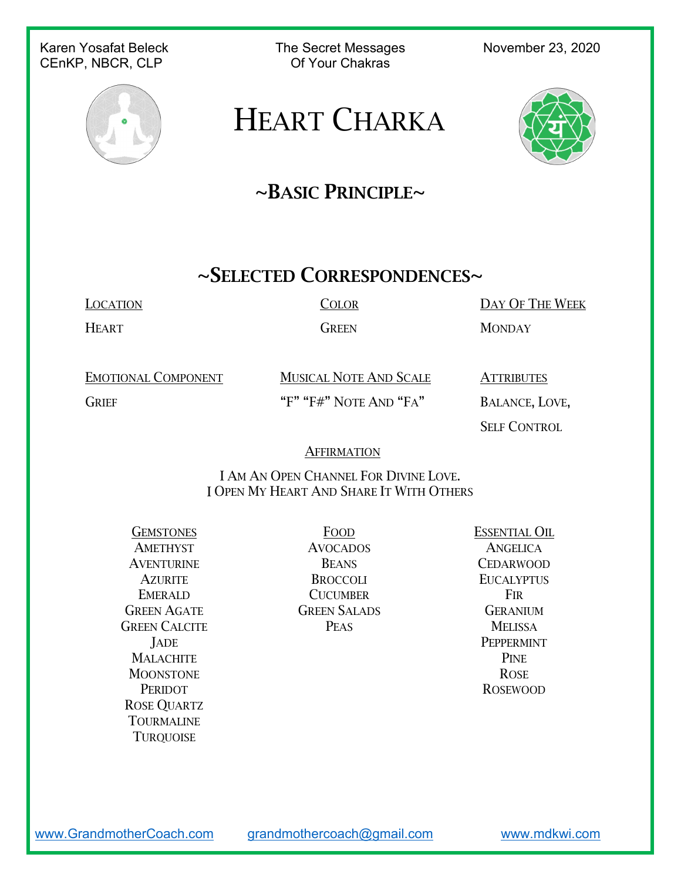# Heart Charka

## ~Basic Principle~

## ~Selected Correspondences~

| Location | Color | Day Of The Week |
|---|---|---|
| Heart | Green | Monday |

| Emotional Component | Musical Note And Scale | Attributes |
|---|---|---|
| Grief | "F" "F#" Note And "Fa" | Balance, Love, Self Control |

**Affirmation**

I Am An Open Channel For Divine Love.
I Open My Heart And Share It With Others

| Gemstones | Food | Essential Oil |
|---|---|---|
| Amethyst | Avocados | Angelica |
| Aventurine | Beans | Cedarwood |
| Azurite | Broccoli | Eucalyptus |
| Emerald | Cucumber | Fir |
| Green Agate | Green Salads | Geranium |
| Green Calcite | Peas | Melissa |
| Jade | | Peppermint |
| Malachite | | Pine |
| Moonstone | | Rose |
| Peridot | | Rosewood |
| Rose Quartz | | |
| Tourmaline | | |
| Turquoise | | |

www.GrandmotherCoach.com grandmothercoach@gmail.com www.mdkwi.com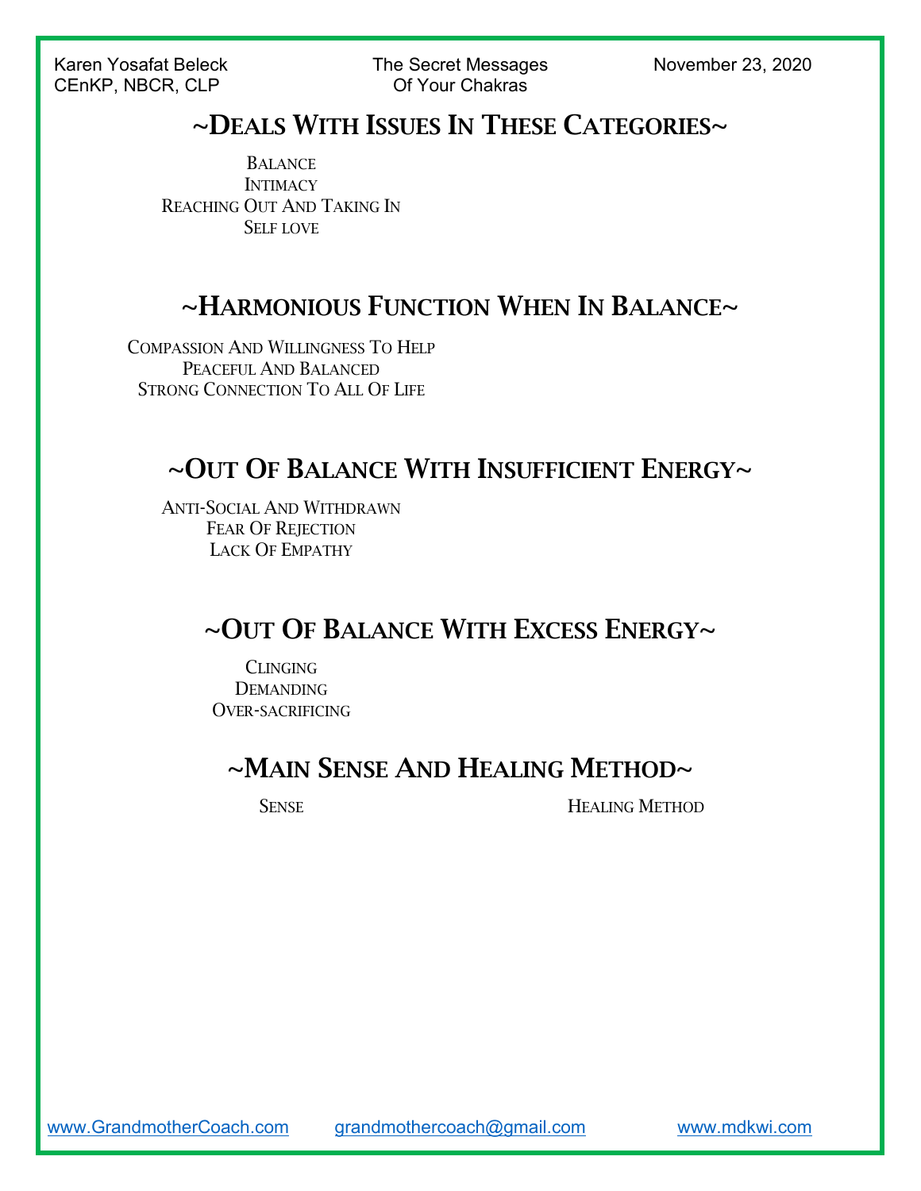## ~Deals With Issues In These Categories~

Balance
Intimacy
Reaching Out And Taking In
Self love

## ~Harmonious Function When In Balance~

Compassion And Willingness To Help
Peaceful And Balanced
Strong Connection To All Of Life

## ~Out Of Balance With Insufficient Energy~

Anti-Social And Withdrawn
Fear Of Rejection
Lack Of Empathy

## ~Out Of Balance With Excess Energy~

Clinging
Demanding
Over-sacrificing

## ~Main Sense And Healing Method~

| Sense | Healing Method |
| --- | --- |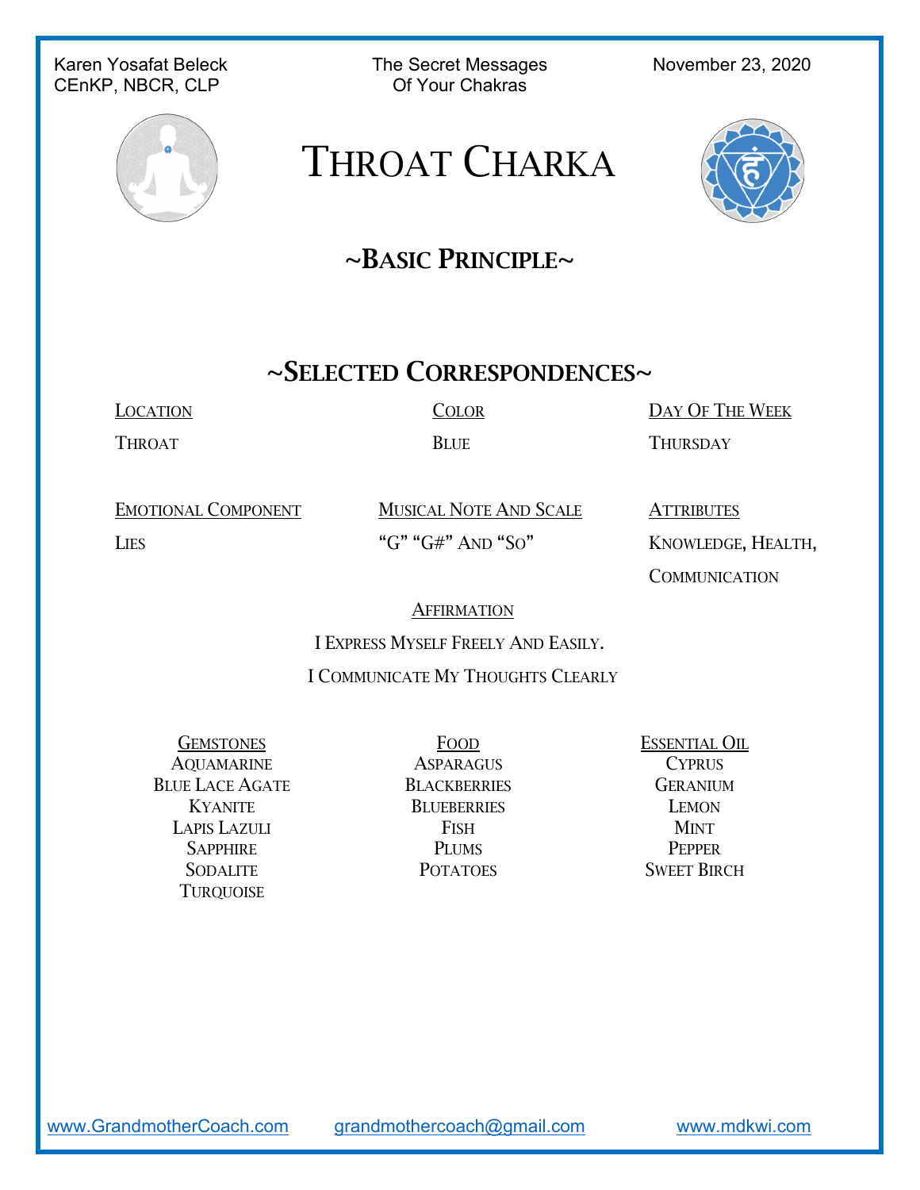# Throat Charka

## ~Basic Principle~

## ~Selected Correspondences~

| Location | Color | Day Of The Week |
|---|---|---|
| Throat | Blue | Thursday |

| Emotional Component | Musical Note And Scale | Attributes |
|---|---|---|
| Lies | "G" "G#" And "So" | Knowledge, Health, Communication |

**Affirmation**

I Express Myself Freely And Easily.

I Communicate My Thoughts Clearly

| Gemstones | Food | Essential Oil |
|---|---|---|
| Aquamarine | Asparagus | Cyprus |
| Blue Lace Agate | Blackberries | Geranium |
| Kyanite | Blueberries | Lemon |
| Lapis Lazuli | Fish | Mint |
| Sapphire | Plums | Pepper |
| Sodalite | Potatoes | Sweet Birch |
| Turquoise | | |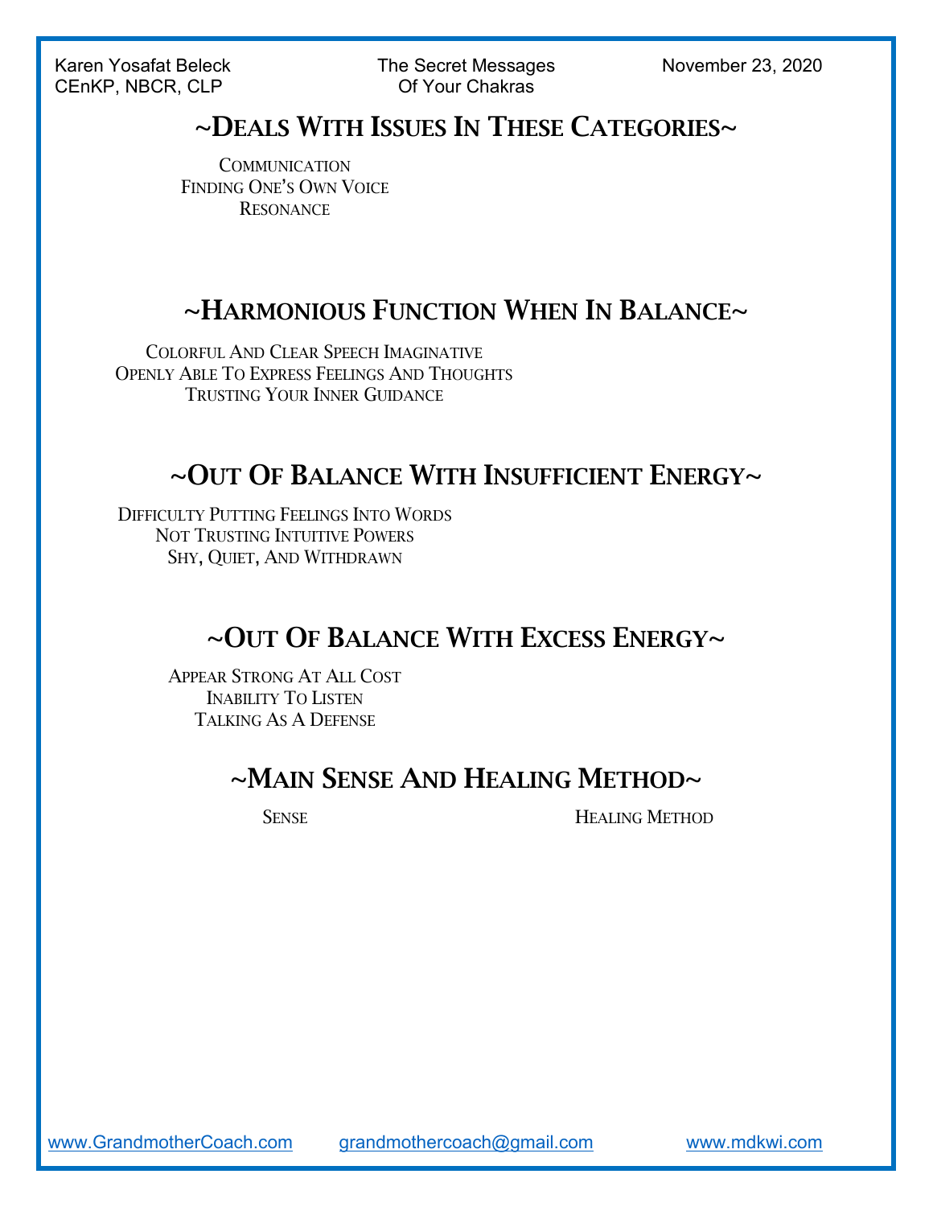## ~Deals With Issues In These Categories~

Communication
Finding One's Own Voice
Resonance

## ~Harmonious Function When In Balance~

Colorful And Clear Speech Imaginative
Openly Able To Express Feelings And Thoughts
Trusting Your Inner Guidance

## ~Out Of Balance With Insufficient Energy~

Difficulty Putting Feelings Into Words
Not Trusting Intuitive Powers
Shy, Quiet, And Withdrawn

## ~Out Of Balance With Excess Energy~

Appear Strong At All Cost
Inability To Listen
Talking As A Defense

## ~Main Sense And Healing Method~

| Sense | Healing Method |
| --- | --- |
| | |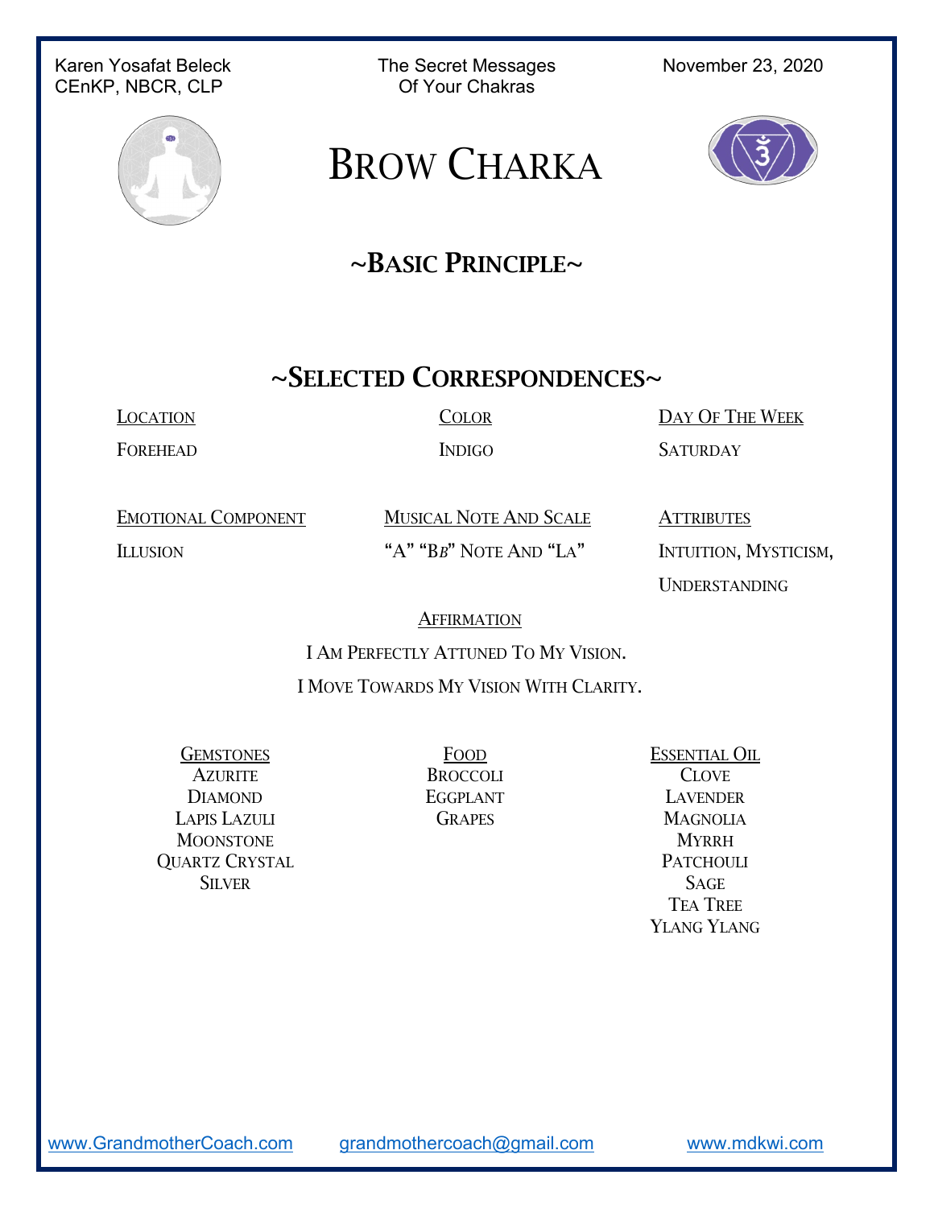# Brow Charka

## ~Basic Principle~

## ~Selected Correspondences~

<u>Location</u>

Forehead

<u>Color</u>

Indigo

<u>Day Of The Week</u>

Saturday

<u>Emotional Component</u>

Illusion

<u>Musical Note And Scale</u>

"A" "B*b*" Note And "La"

<u>Attributes</u>

Intuition, Mysticism, Understanding

<u>Affirmation</u>

I Am Perfectly Attuned To My Vision.

I Move Towards My Vision With Clarity.

<u>Gemstones</u>

Azurite
Diamond
Lapis Lazuli
Moonstone
Quartz Crystal
Silver

<u>Food</u>

Broccoli
Eggplant
Grapes

<u>Essential Oil</u>

Clove
Lavender
Magnolia
Myrrh
Patchouli
Sage
Tea Tree
Ylang Ylang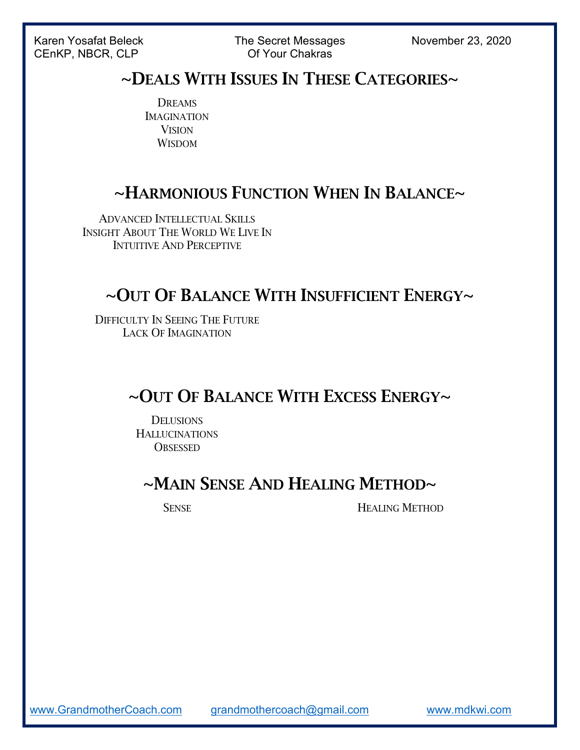## ~Deals With Issues In These Categories~

Dreams
Imagination
Vision
Wisdom

## ~Harmonious Function When In Balance~

Advanced Intellectual Skills
Insight About The World We Live In
Intuitive And Perceptive

## ~Out Of Balance With Insufficient Energy~

Difficulty In Seeing The Future
Lack Of Imagination

## ~Out Of Balance With Excess Energy~

Delusions
Hallucinations
Obsessed

## ~Main Sense And Healing Method~

| Sense | Healing Method |
| --- | --- |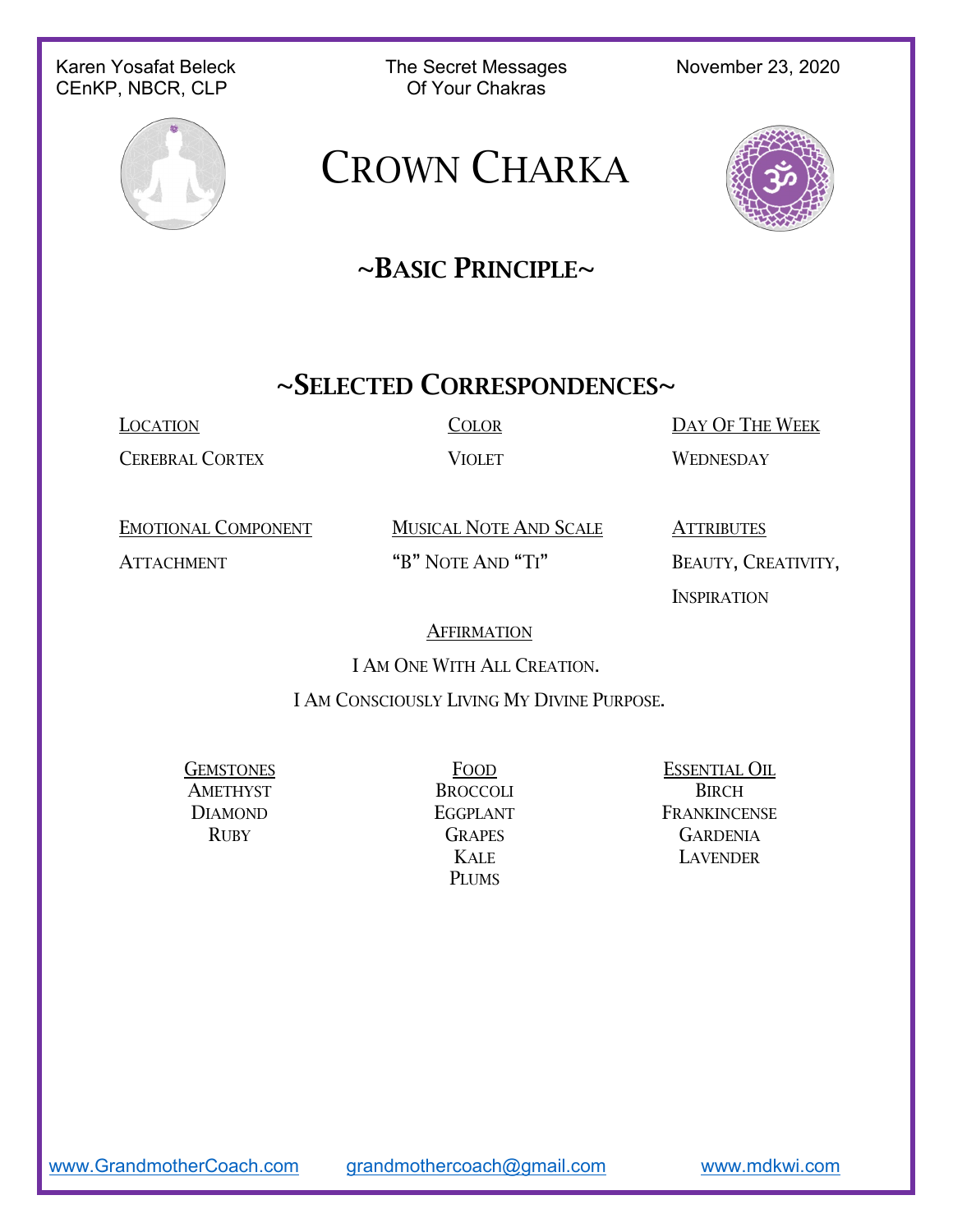Karen Yosafat Beleck
CEnKP, NBCR, CLP

The Secret Messages Of Your Chakras

November 23, 2020

# Crown Charka

## ~Basic Principle~

## ~Selected Correspondences~

| Location | Color | Day Of The Week |
|---|---|---|
| Cerebral Cortex | Violet | Wednesday |

| Emotional Component | Musical Note And Scale | Attributes |
|---|---|---|
| Attachment | "B" Note And "Ti" | Beauty, Creativity, Inspiration |

**Affirmation**

I Am One With All Creation.

I Am Consciously Living My Divine Purpose.

| Gemstones | Food | Essential Oil |
|---|---|---|
| Amethyst | Broccoli | Birch |
| Diamond | Eggplant | Frankincense |
| Ruby | Grapes | Gardenia |
| | Kale | Lavender |
| | Plums | |

www.GrandmotherCoach.com grandmothercoach@gmail.com www.mdkwi.com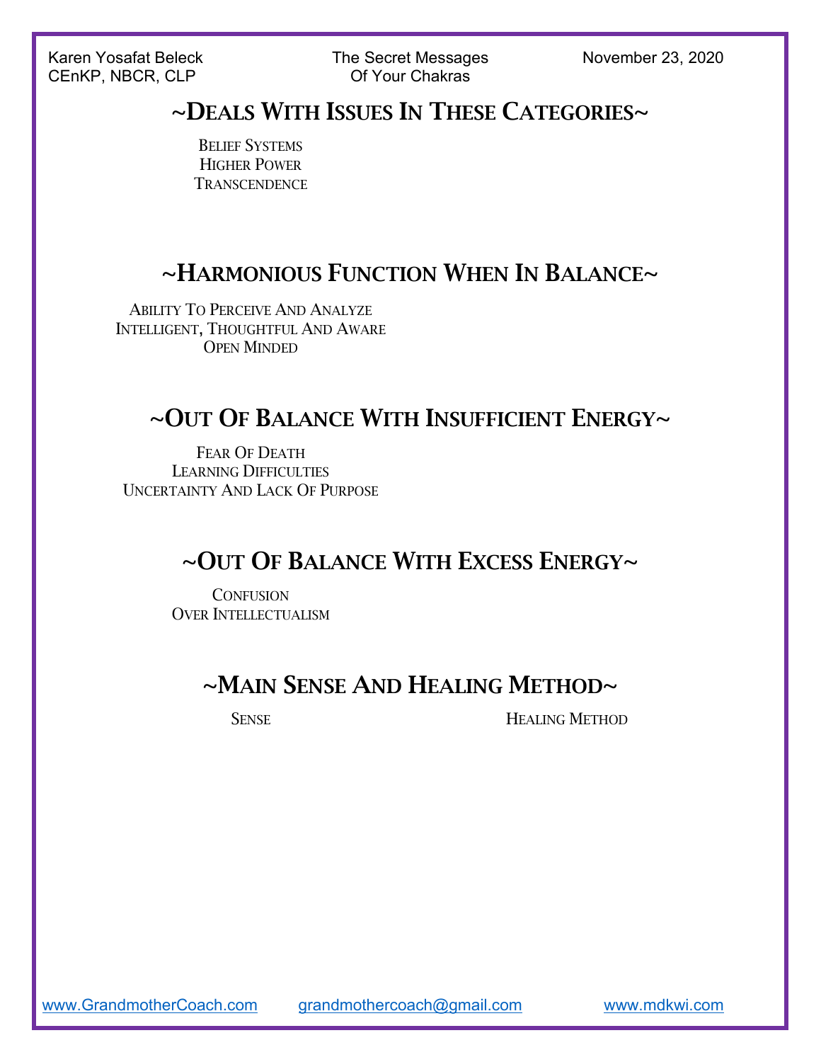## ~Deals With Issues In These Categories~

Belief Systems
Higher Power
Transcendence

## ~Harmonious Function When In Balance~

Ability To Perceive And Analyze
Intelligent, Thoughtful And Aware
Open Minded

## ~Out Of Balance With Insufficient Energy~

Fear Of Death
Learning Difficulties
Uncertainty And Lack Of Purpose

## ~Out Of Balance With Excess Energy~

Confusion
Over Intellectualism

## ~Main Sense And Healing Method~

| Sense | Healing Method |
| --- | --- |